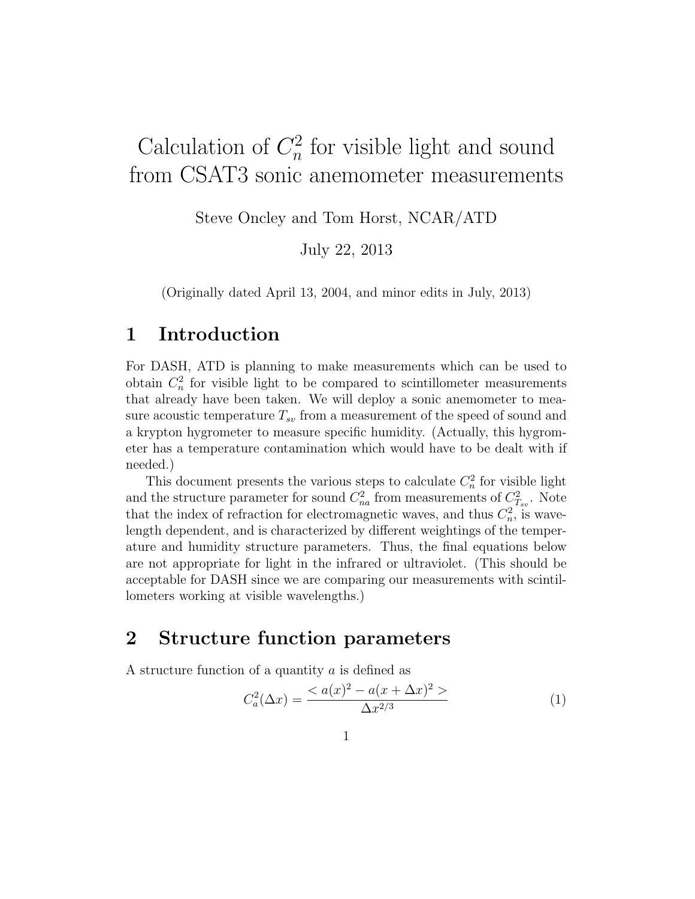# Calculation of $C_n^2$ for visible light and sound from CSAT3 sonic anemometer measurements

Steve Oncley and Tom Horst, NCAR/ATD

July 22, 2013

(Originally dated April 13, 2004, and minor edits in July, 2013)

## 1 Introduction

For DASH, ATD is planning to make measurements which can be used to obtain $C_n^2$ for visible light to be compared to scintillometer measurements that already have been taken. We will deploy a sonic anemometer to measure acoustic temperature $T_{sv}$ from a measurement of the speed of sound and a krypton hygrometer to measure specific humidity. (Actually, this hygrometer has a temperature contamination which would have to be dealt with if needed.)

This document presents the various steps to calculate $C_n^2$ for visible light and the structure parameter for sound $C_{na}^2$ from measurements of $C_{T_{sv}}^2$. Note that the index of refraction for electromagnetic waves, and thus $C_n^2$, is wavelength dependent, and is characterized by different weightings of the temperature and humidity structure parameters. Thus, the final equations below are not appropriate for light in the infrared or ultraviolet. (This should be acceptable for DASH since we are comparing our measurements with scintillometers working at visible wavelengths.)

## 2 Structure function parameters

A structure function of a quantity $a$ is defined as

$$C_a^2(\Delta x) = \frac{< a(x)^2 - a(x + \Delta x)^2 >}{\Delta x^{2/3}} \tag{1}$$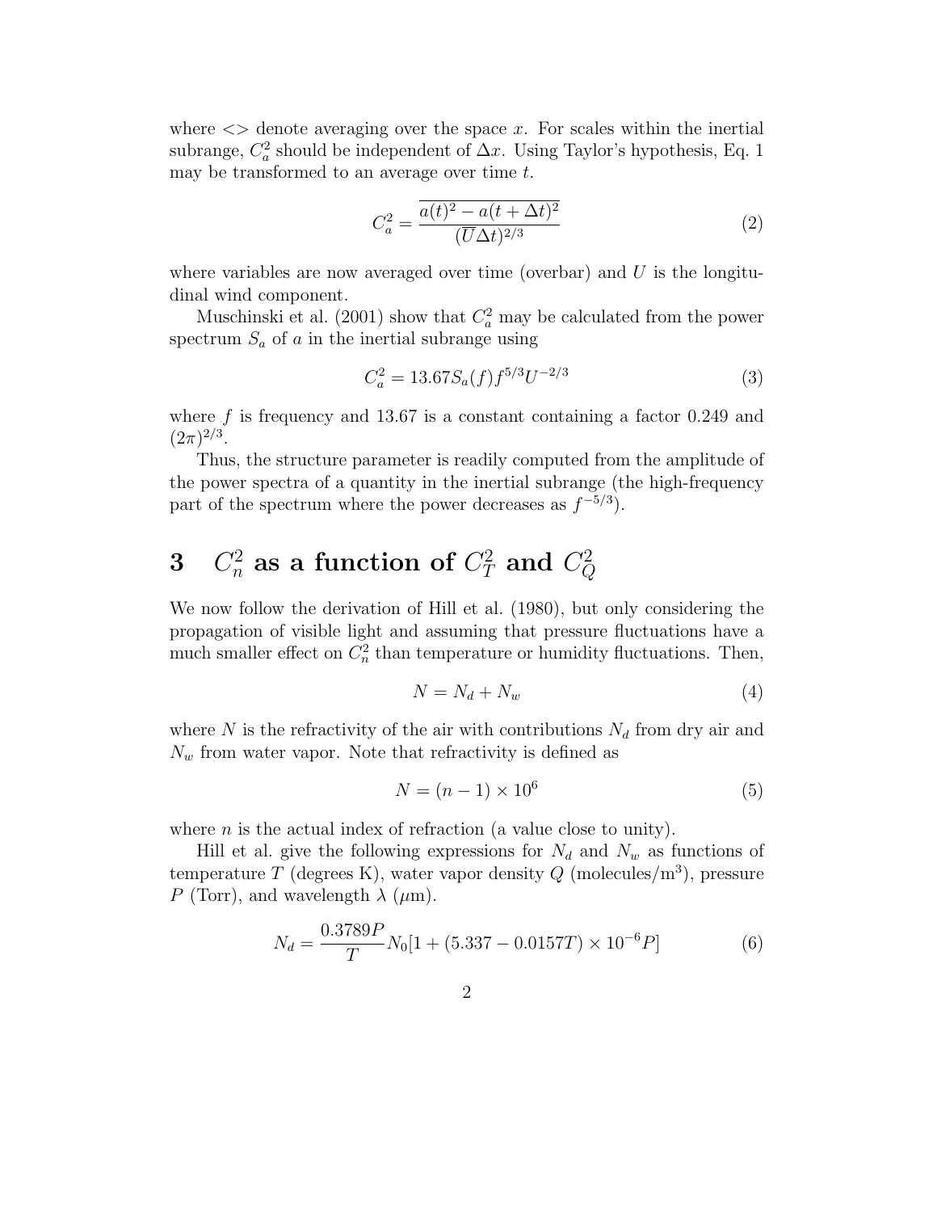where <> denote averaging over the space $x$. For scales within the inertial subrange, $C_a^2$ should be independent of $\Delta x$. Using Taylor's hypothesis, Eq. 1 may be transformed to an average over time $t$.

$$C_a^2 = \frac{\overline{a(t)^2 - a(t + \Delta t)^2}}{(\overline{U}\Delta t)^{2/3}} \tag{2}$$

where variables are now averaged over time (overbar) and $U$ is the longitudinal wind component.

Muschinski et al. (2001) show that $C_a^2$ may be calculated from the power spectrum $S_a$ of $a$ in the inertial subrange using

$$C_a^2 = 13.67 S_a(f) f^{5/3} U^{-2/3} \tag{3}$$

where $f$ is frequency and 13.67 is a constant containing a factor 0.249 and $(2\pi)^{2/3}$.

Thus, the structure parameter is readily computed from the amplitude of the power spectra of a quantity in the inertial subrange (the high-frequency part of the spectrum where the power decreases as $f^{-5/3}$).

# 3 $C_n^2$ as a function of $C_T^2$ and $C_Q^2$

We now follow the derivation of Hill et al. (1980), but only considering the propagation of visible light and assuming that pressure fluctuations have a much smaller effect on $C_n^2$ than temperature or humidity fluctuations. Then,

$$N = N_d + N_w \tag{4}$$

where $N$ is the refractivity of the air with contributions $N_d$ from dry air and $N_w$ from water vapor. Note that refractivity is defined as

$$N = (n - 1) \times 10^6 \tag{5}$$

where $n$ is the actual index of refraction (a value close to unity).

Hill et al. give the following expressions for $N_d$ and $N_w$ as functions of temperature $T$ (degrees K), water vapor density $Q$ (molecules/m$^3$), pressure $P$ (Torr), and wavelength $\lambda$ ($\mu$m).

$$N_d = \frac{0.3789P}{T} N_0 [1 + (5.337 - 0.0157T) \times 10^{-6} P] \tag{6}$$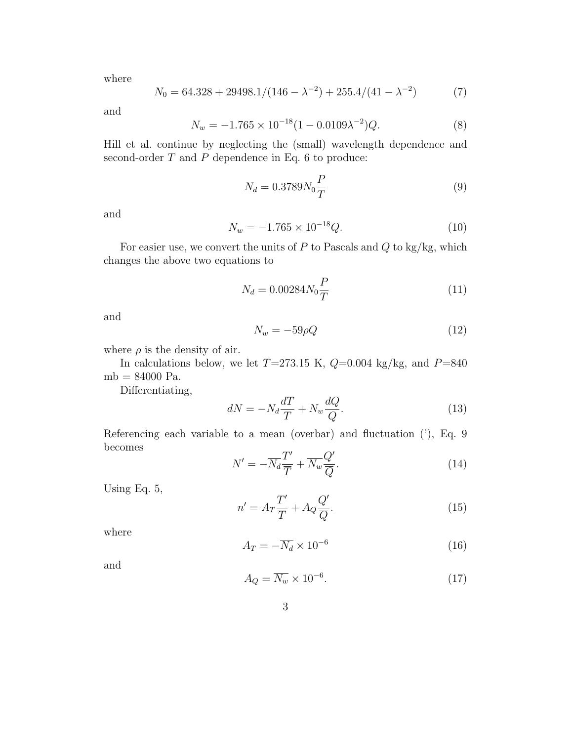where

$$N_0 = 64.328 + 29498.1/(146 - \lambda^{-2}) + 255.4/(41 - \lambda^{-2}) \tag{7}$$

and

$$N_w = -1.765 \times 10^{-18}(1 - 0.0109\lambda^{-2})Q. \tag{8}$$

Hill et al. continue by neglecting the (small) wavelength dependence and second-order $T$ and $P$ dependence in Eq. 6 to produce:

$$N_d = 0.3789 N_0 \frac{P}{T} \tag{9}$$

and

$$N_w = -1.765 \times 10^{-18} Q. \tag{10}$$

For easier use, we convert the units of $P$ to Pascals and $Q$ to kg/kg, which changes the above two equations to

$$N_d = 0.00284 N_0 \frac{P}{T} \tag{11}$$

and

$$N_w = -59 \rho Q \tag{12}$$

where $\rho$ is the density of air.

In calculations below, we let $T$=273.15 K, $Q$=0.004 kg/kg, and $P$=840 mb = 84000 Pa.

Differentiating,

$$dN = -N_d \frac{dT}{T} + N_w \frac{dQ}{Q}. \tag{13}$$

Referencing each variable to a mean (overbar) and fluctuation ('), Eq. 9 becomes

$$N' = -\overline{N_d} \frac{T'}{\overline{T}} + \overline{N_w} \frac{Q'}{\overline{Q}}. \tag{14}$$

Using Eq. 5,

$$n' = A_T \frac{T'}{\overline{T}} + A_Q \frac{Q'}{\overline{Q}}. \tag{15}$$

where

$$A_T = -\overline{N_d} \times 10^{-6} \tag{16}$$

and

$$A_Q = \overline{N_w} \times 10^{-6}. \tag{17}$$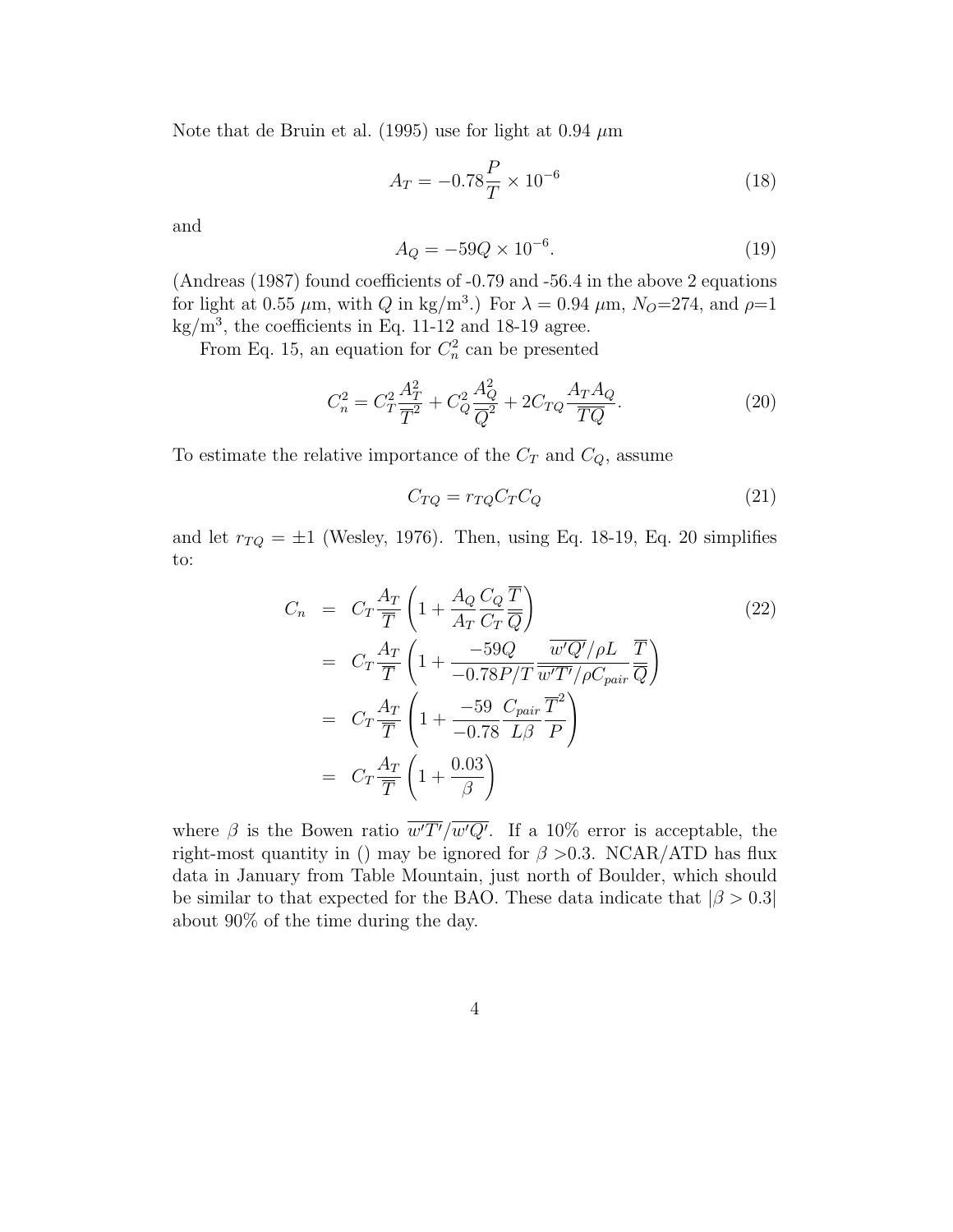Note that de Bruin et al. (1995) use for light at 0.94 $\mu$m

$$A_T = -0.78 \frac{P}{T} \times 10^{-6} \tag{18}$$

and

$$A_Q = -59 Q \times 10^{-6}. \tag{19}$$

(Andreas (1987) found coefficients of -0.79 and -56.4 in the above 2 equations for light at 0.55 $\mu$m, with $Q$ in kg/m$^3$.) For $\lambda = 0.94$ $\mu$m, $N_O$=274, and $\rho$=1 kg/m$^3$, the coefficients in Eq. 11-12 and 18-19 agree.

From Eq. 15, an equation for $C_n^2$ can be presented

$$C_n^2 = C_T^2 \frac{A_T^2}{\overline{T}^2} + C_Q^2 \frac{A_Q^2}{\overline{Q}^2} + 2 C_{TQ} \frac{A_T A_Q}{\overline{TQ}}. \tag{20}$$

To estimate the relative importance of the $C_T$ and $C_Q$, assume

$$C_{TQ} = r_{TQ} C_T C_Q \tag{21}$$

and let $r_{TQ} = \pm 1$ (Wesley, 1976). Then, using Eq. 18-19, Eq. 20 simplifies to:

$$\begin{aligned}
C_n &= C_T \frac{A_T}{\overline{T}} \left( 1 + \frac{A_Q}{A_T} \frac{C_Q}{C_T} \frac{\overline{T}}{\overline{Q}} \right) \\
&= C_T \frac{A_T}{\overline{T}} \left( 1 + \frac{-59 Q}{-0.78 P/T} \frac{\overline{w'Q'}/\rho L}{\overline{w'T'}/\rho C_{pair}} \frac{\overline{T}}{\overline{Q}} \right) \\
&= C_T \frac{A_T}{\overline{T}} \left( 1 + \frac{-59}{-0.78} \frac{C_{pair}}{L \beta} \frac{\overline{T}^2}{P} \right) \\
&= C_T \frac{A_T}{\overline{T}} \left( 1 + \frac{0.03}{\beta} \right)
\end{aligned} \tag{22}$$

where $\beta$ is the Bowen ratio $\overline{w'T'}/\overline{w'Q'}$. If a 10% error is acceptable, the right-most quantity in () may be ignored for $\beta$ >0.3. NCAR/ATD has flux data in January from Table Mountain, just north of Boulder, which should be similar to that expected for the BAO. These data indicate that $|\beta > 0.3|$ about 90% of the time during the day.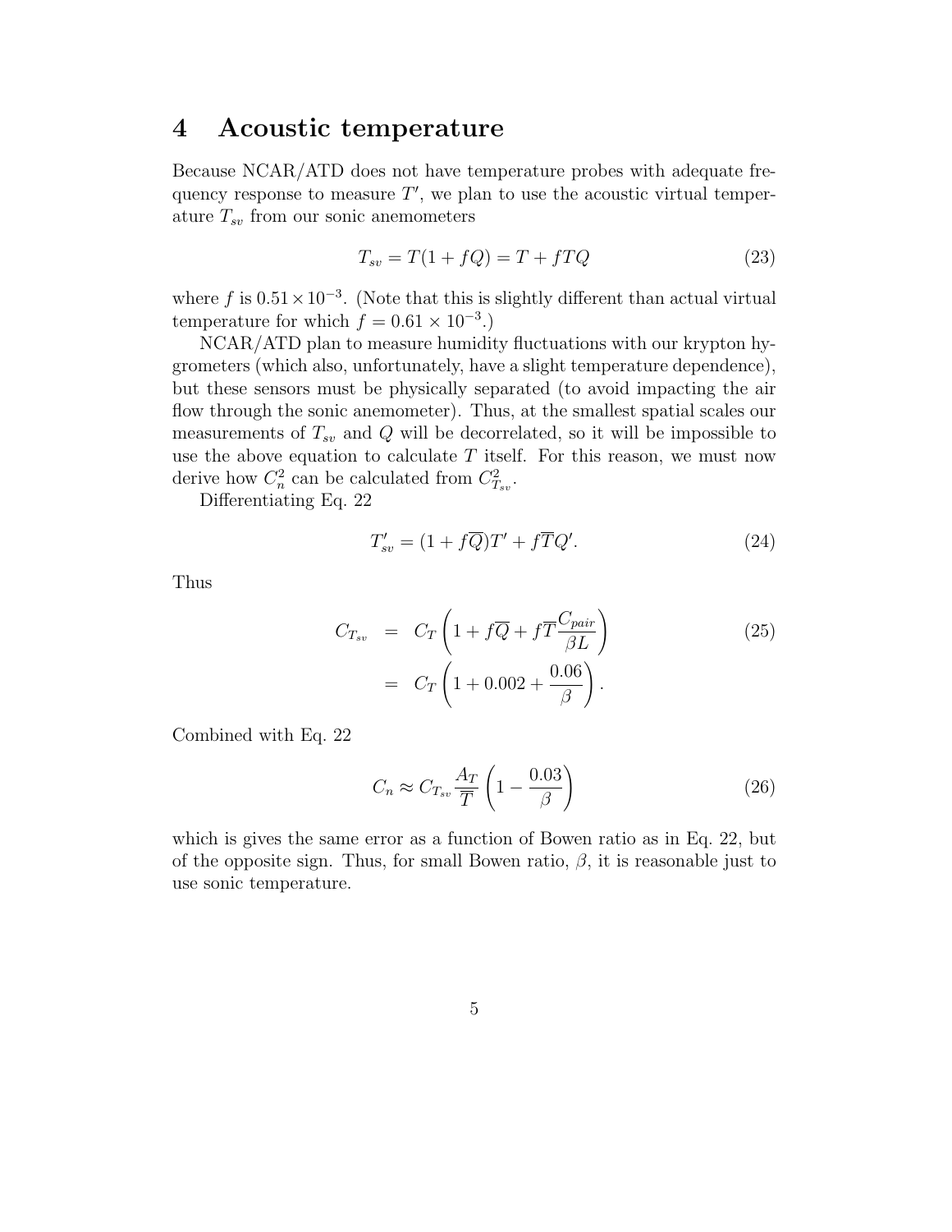## 4 Acoustic temperature

Because NCAR/ATD does not have temperature probes with adequate frequency response to measure $T'$, we plan to use the acoustic virtual temperature $T_{sv}$ from our sonic anemometers

$$T_{sv} = T(1 + fQ) = T + fTQ \tag{23}$$

where $f$ is $0.51 \times 10^{-3}$. (Note that this is slightly different than actual virtual temperature for which $f = 0.61 \times 10^{-3}$.)

NCAR/ATD plan to measure humidity fluctuations with our krypton hygrometers (which also, unfortunately, have a slight temperature dependence), but these sensors must be physically separated (to avoid impacting the air flow through the sonic anemometer). Thus, at the smallest spatial scales our measurements of $T_{sv}$ and $Q$ will be decorrelated, so it will be impossible to use the above equation to calculate $T$ itself. For this reason, we must now derive how $C_n^2$ can be calculated from $C_{T_{sv}}^2$.

Differentiating Eq. 22

$$T'_{sv} = (1 + f\overline{Q})T' + f\overline{T}Q'. \tag{24}$$

Thus

$$\begin{aligned} C_{T_{sv}} &= C_T \left( 1 + f\overline{Q} + f\overline{T}\frac{C_{pair}}{\beta L} \right) \\ &= C_T \left( 1 + 0.002 + \frac{0.06}{\beta} \right). \end{aligned} \tag{25}$$

Combined with Eq. 22

$$C_n \approx C_{T_{sv}} \frac{A_T}{\overline{T}} \left( 1 - \frac{0.03}{\beta} \right) \tag{26}$$

which is gives the same error as a function of Bowen ratio as in Eq. 22, but of the opposite sign. Thus, for small Bowen ratio, $\beta$, it is reasonable just to use sonic temperature.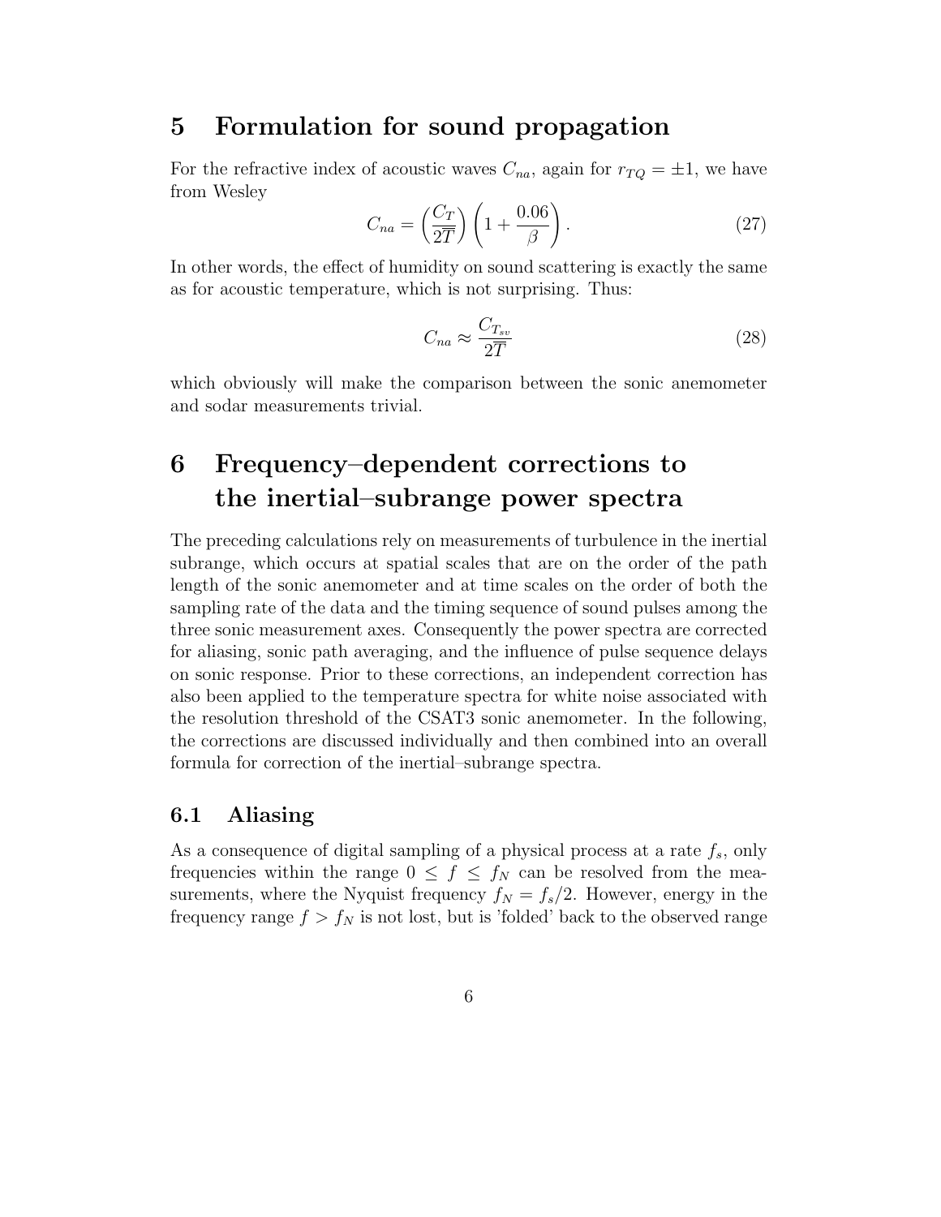# 5 Formulation for sound propagation

For the refractive index of acoustic waves $C_{na}$, again for $r_{TQ} = \pm 1$, we have from Wesley

$$C_{na} = \left(\frac{C_T}{2\overline{T}}\right)\left(1 + \frac{0.06}{\beta}\right). \tag{27}$$

In other words, the effect of humidity on sound scattering is exactly the same as for acoustic temperature, which is not surprising. Thus:

$$C_{na} \approx \frac{C_{T_{sv}}}{2\overline{T}} \tag{28}$$

which obviously will make the comparison between the sonic anemometer and sodar measurements trivial.

# 6 Frequency–dependent corrections to the inertial–subrange power spectra

The preceding calculations rely on measurements of turbulence in the inertial subrange, which occurs at spatial scales that are on the order of the path length of the sonic anemometer and at time scales on the order of both the sampling rate of the data and the timing sequence of sound pulses among the three sonic measurement axes. Consequently the power spectra are corrected for aliasing, sonic path averaging, and the influence of pulse sequence delays on sonic response. Prior to these corrections, an independent correction has also been applied to the temperature spectra for white noise associated with the resolution threshold of the CSAT3 sonic anemometer. In the following, the corrections are discussed individually and then combined into an overall formula for correction of the inertial–subrange spectra.

## 6.1 Aliasing

As a consequence of digital sampling of a physical process at a rate $f_s$, only frequencies within the range $0 \leq f \leq f_N$ can be resolved from the measurements, where the Nyquist frequency $f_N = f_s/2$. However, energy in the frequency range $f > f_N$ is not lost, but is 'folded' back to the observed range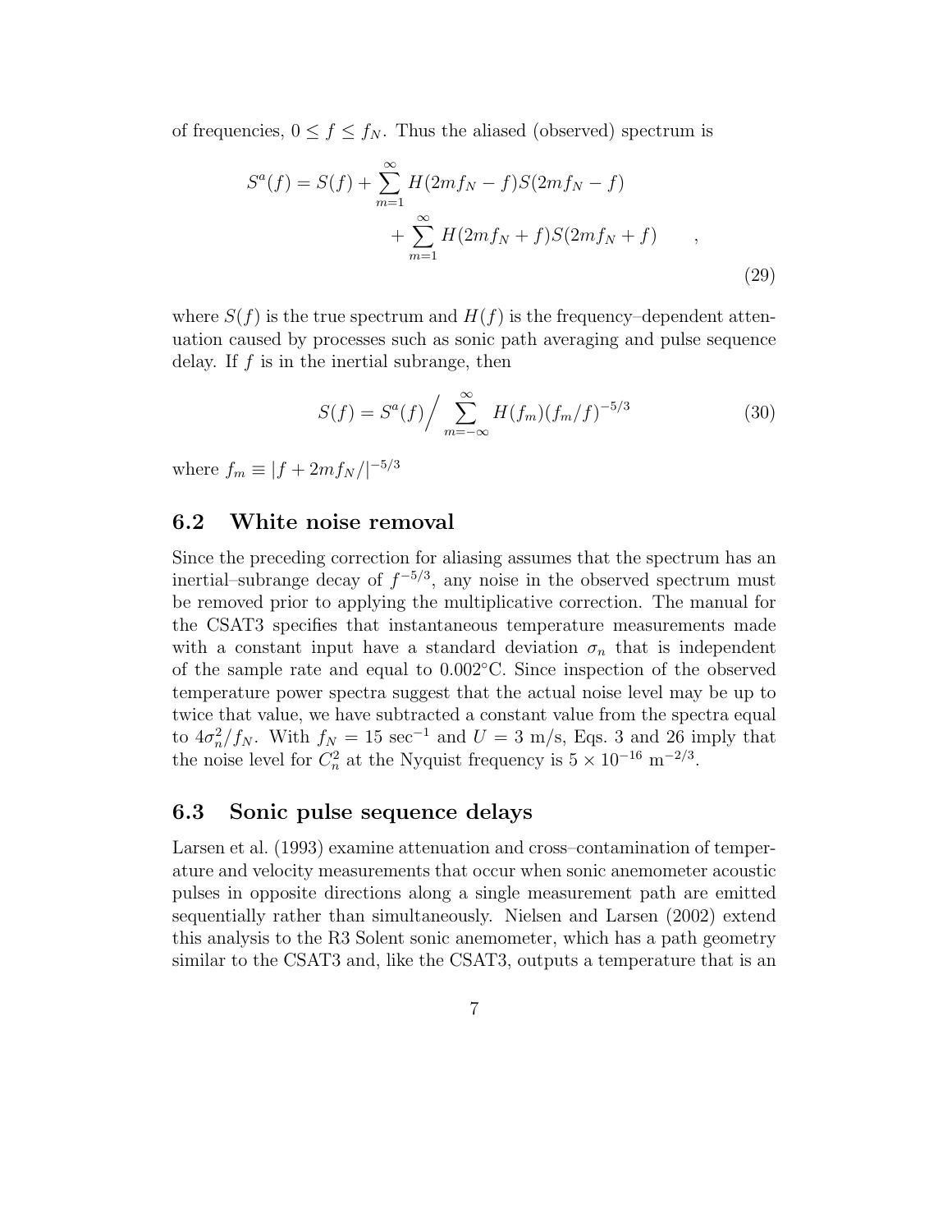of frequencies, $0 \leq f \leq f_N$. Thus the aliased (observed) spectrum is

$$S^a(f) = S(f) + \sum_{m=1}^{\infty} H(2mf_N - f)S(2mf_N - f) + \sum_{m=1}^{\infty} H(2mf_N + f)S(2mf_N + f) \qquad , \tag{29}$$

where $S(f)$ is the true spectrum and $H(f)$ is the frequency–dependent attenuation caused by processes such as sonic path averaging and pulse sequence delay. If $f$ is in the inertial subrange, then

$$S(f) = S^a(f) \Big/ \sum_{m=-\infty}^{\infty} H(f_m)(f_m/f)^{-5/3} \tag{30}$$

where $f_m \equiv |f + 2mf_N/|^{-5/3}$

## 6.2 White noise removal

Since the preceding correction for aliasing assumes that the spectrum has an inertial–subrange decay of $f^{-5/3}$, any noise in the observed spectrum must be removed prior to applying the multiplicative correction. The manual for the CSAT3 specifies that instantaneous temperature measurements made with a constant input have a standard deviation $\sigma_n$ that is independent of the sample rate and equal to 0.002°C. Since inspection of the observed temperature power spectra suggest that the actual noise level may be up to twice that value, we have subtracted a constant value from the spectra equal to $4\sigma_n^2/f_N$. With $f_N = 15$ sec$^{-1}$ and $U = 3$ m/s, Eqs. 3 and 26 imply that the noise level for $C_n^2$ at the Nyquist frequency is $5 \times 10^{-16}$ m$^{-2/3}$.

## 6.3 Sonic pulse sequence delays

Larsen et al. (1993) examine attenuation and cross–contamination of temperature and velocity measurements that occur when sonic anemometer acoustic pulses in opposite directions along a single measurement path are emitted sequentially rather than simultaneously. Nielsen and Larsen (2002) extend this analysis to the R3 Solent sonic anemometer, which has a path geometry similar to the CSAT3 and, like the CSAT3, outputs a temperature that is an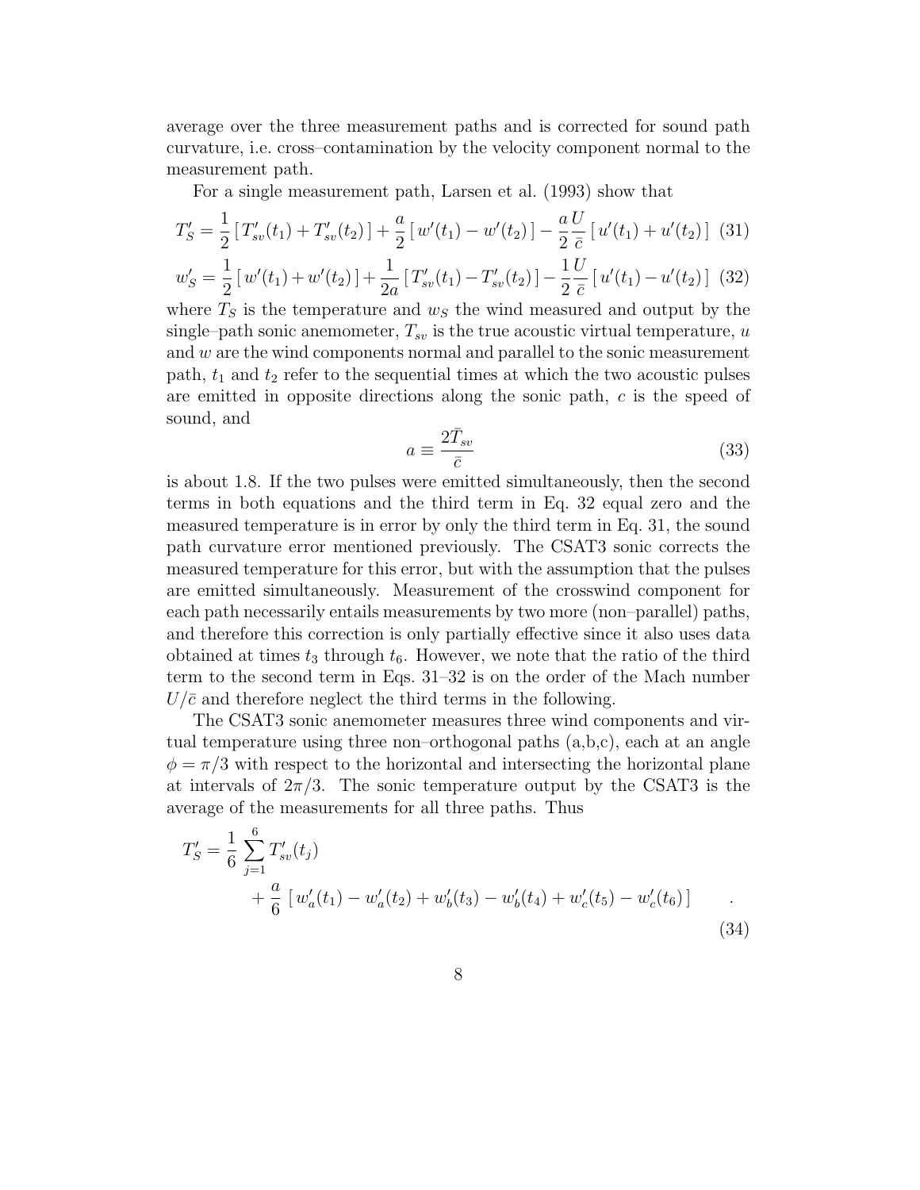average over the three measurement paths and is corrected for sound path curvature, i.e. cross–contamination by the velocity component normal to the measurement path.

For a single measurement path, Larsen et al. (1993) show that

$$T'_S = \frac{1}{2}\left[\, T'_{sv}(t_1) + T'_{sv}(t_2) \,\right] + \frac{a}{2}\left[\, w'(t_1) - w'(t_2) \,\right] - \frac{a}{2}\frac{U}{\bar{c}}\left[\, u'(t_1) + u'(t_2) \,\right] \quad (31)$$

$$w'_S = \frac{1}{2}\left[\, w'(t_1) + w'(t_2) \,\right] + \frac{1}{2a}\left[\, T'_{sv}(t_1) - T'_{sv}(t_2) \,\right] - \frac{1}{2}\frac{U}{\bar{c}}\left[\, u'(t_1) - u'(t_2) \,\right] \quad (32)$$

where $T_S$ is the temperature and $w_S$ the wind measured and output by the single–path sonic anemometer, $T_{sv}$ is the true acoustic virtual temperature, $u$ and $w$ are the wind components normal and parallel to the sonic measurement path, $t_1$ and $t_2$ refer to the sequential times at which the two acoustic pulses are emitted in opposite directions along the sonic path, $c$ is the speed of sound, and

$$a \equiv \frac{2\bar{T}_{sv}}{\bar{c}} \quad (33)$$

is about 1.8. If the two pulses were emitted simultaneously, then the second terms in both equations and the third term in Eq. 32 equal zero and the measured temperature is in error by only the third term in Eq. 31, the sound path curvature error mentioned previously. The CSAT3 sonic corrects the measured temperature for this error, but with the assumption that the pulses are emitted simultaneously. Measurement of the crosswind component for each path necessarily entails measurements by two more (non–parallel) paths, and therefore this correction is only partially effective since it also uses data obtained at times $t_3$ through $t_6$. However, we note that the ratio of the third term to the second term in Eqs. 31–32 is on the order of the Mach number $U/\bar{c}$ and therefore neglect the third terms in the following.

The CSAT3 sonic anemometer measures three wind components and virtual temperature using three non–orthogonal paths (a,b,c), each at an angle $\phi = \pi/3$ with respect to the horizontal and intersecting the horizontal plane at intervals of $2\pi/3$. The sonic temperature output by the CSAT3 is the average of the measurements for all three paths. Thus

$$\begin{aligned} T'_S = &\frac{1}{6}\sum_{j=1}^{6} T'_{sv}(t_j) \\ &+ \frac{a}{6}\left[\, w'_a(t_1) - w'_a(t_2) + w'_b(t_3) - w'_b(t_4) + w'_c(t_5) - w'_c(t_6) \,\right] \quad . \end{aligned} \quad (34)$$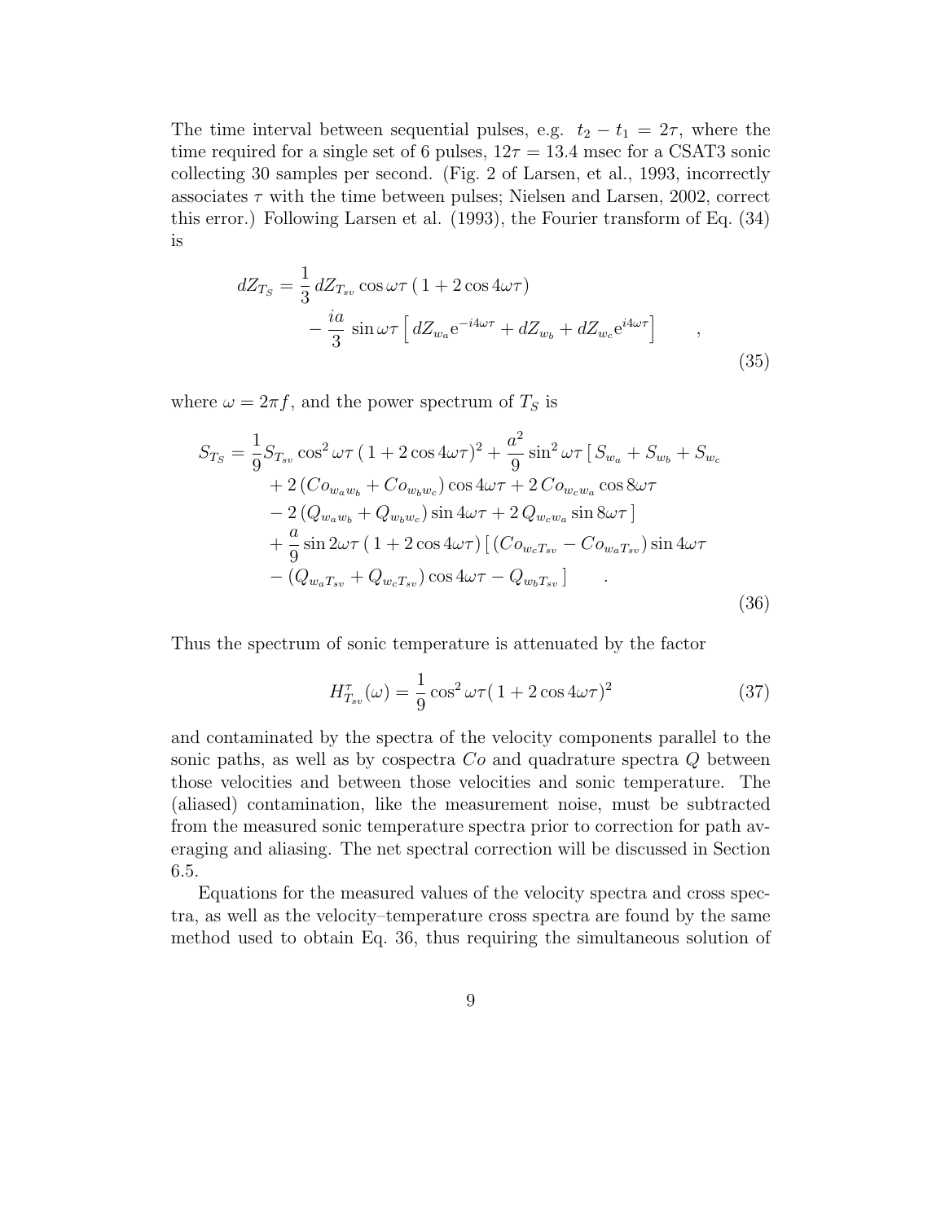The time interval between sequential pulses, e.g. $t_2 - t_1 = 2\tau$, where the time required for a single set of 6 pulses, $12\tau = 13.4$ msec for a CSAT3 sonic collecting 30 samples per second. (Fig. 2 of Larsen, et al., 1993, incorrectly associates $\tau$ with the time between pulses; Nielsen and Larsen, 2002, correct this error.) Following Larsen et al. (1993), the Fourier transform of Eq. (34) is

$$
\begin{aligned}
dZ_{T_S} = & \frac{1}{3}\, dZ_{T_{sv}} \cos\omega\tau\,(\,1 + 2\cos 4\omega\tau) \\
& - \frac{ia}{3}\, \sin\omega\tau \left[\, dZ_{w_a} \mathrm{e}^{-i4\omega\tau} + dZ_{w_b} + dZ_{w_c} \mathrm{e}^{i4\omega\tau} \right] \qquad ,
\end{aligned}
\tag{35}
$$

where $\omega = 2\pi f$, and the power spectrum of $T_S$ is

$$
\begin{aligned}
S_{T_S} = & \frac{1}{9} S_{T_{sv}} \cos^2\omega\tau\,(\,1 + 2\cos 4\omega\tau)^2 + \frac{a^2}{9} \sin^2\omega\tau\,[\, S_{w_a} + S_{w_b} + S_{w_c} \\
& + 2\,(Co_{w_a w_b} + Co_{w_b w_c}) \cos 4\omega\tau + 2\, Co_{w_c w_a} \cos 8\omega\tau \\
& - 2\,(Q_{w_a w_b} + Q_{w_b w_c}) \sin 4\omega\tau + 2\, Q_{w_c w_a} \sin 8\omega\tau\,] \\
& + \frac{a}{9} \sin 2\omega\tau\,(\,1 + 2\cos 4\omega\tau)\,[\,(Co_{w_c T_{sv}} - Co_{w_a T_{sv}}) \sin 4\omega\tau \\
& - (Q_{w_a T_{sv}} + Q_{w_c T_{sv}}) \cos 4\omega\tau - Q_{w_b T_{sv}}\,] \qquad .
\end{aligned}
\tag{36}
$$

Thus the spectrum of sonic temperature is attenuated by the factor

$$
H^{\tau}_{T_{sv}}(\omega) = \frac{1}{9} \cos^2\omega\tau(\,1 + 2\cos 4\omega\tau)^2 \tag{37}
$$

and contaminated by the spectra of the velocity components parallel to the sonic paths, as well as by cospectra $Co$ and quadrature spectra $Q$ between those velocities and between those velocities and sonic temperature. The (aliased) contamination, like the measurement noise, must be subtracted from the measured sonic temperature spectra prior to correction for path averaging and aliasing. The net spectral correction will be discussed in Section 6.5.

Equations for the measured values of the velocity spectra and cross spectra, as well as the velocity–temperature cross spectra are found by the same method used to obtain Eq. 36, thus requiring the simultaneous solution of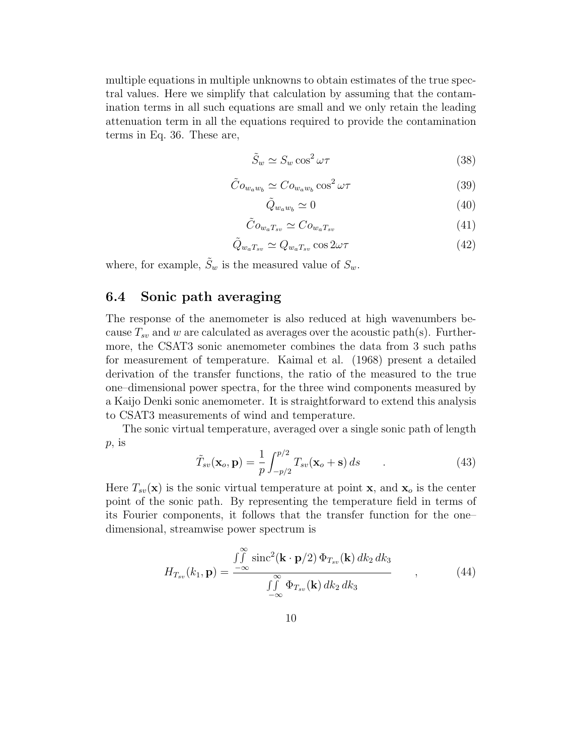multiple equations in multiple unknowns to obtain estimates of the true spectral values. Here we simplify that calculation by assuming that the contamination terms in all such equations are small and we only retain the leading attenuation term in all the equations required to provide the contamination terms in Eq. 36. These are,

$$\tilde{S}_w \simeq S_w \cos^2 \omega\tau \tag{38}$$

$$\tilde{C}o_{w_a w_b} \simeq Co_{w_a w_b} \cos^2 \omega\tau \tag{39}$$

$$\tilde{Q}_{w_a w_b} \simeq 0 \tag{40}$$

$$\tilde{C}o_{w_a T_{sv}} \simeq Co_{w_a T_{sv}} \tag{41}$$

$$\tilde{Q}_{w_a T_{sv}} \simeq Q_{w_a T_{sv}} \cos 2\omega\tau \tag{42}$$

where, for example, $\tilde{S}_w$ is the measured value of $S_w$.

## 6.4 Sonic path averaging

The response of the anemometer is also reduced at high wavenumbers because $T_{sv}$ and $w$ are calculated as averages over the acoustic path(s). Furthermore, the CSAT3 sonic anemometer combines the data from 3 such paths for measurement of temperature. Kaimal et al. (1968) present a detailed derivation of the transfer functions, the ratio of the measured to the true one–dimensional power spectra, for the three wind components measured by a Kaijo Denki sonic anemometer. It is straightforward to extend this analysis to CSAT3 measurements of wind and temperature.

The sonic virtual temperature, averaged over a single sonic path of length $p$, is

$$\tilde{T}_{sv}(\mathbf{x}_o, \mathbf{p}) = \frac{1}{p} \int_{-p/2}^{p/2} T_{sv}(\mathbf{x}_o + \mathbf{s})\, ds \qquad . \tag{43}$$

Here $T_{sv}(\mathbf{x})$ is the sonic virtual temperature at point $\mathbf{x}$, and $\mathbf{x}_o$ is the center point of the sonic path. By representing the temperature field in terms of its Fourier components, it follows that the transfer function for the one–dimensional, streamwise power spectrum is

$$H_{T_{sv}}(k_1, \mathbf{p}) = \frac{\iint\limits_{-\infty}^{\infty} \operatorname{sinc}^2(\mathbf{k} \cdot \mathbf{p}/2)\, \Phi_{T_{sv}}(\mathbf{k})\, dk_2\, dk_3}{\iint\limits_{-\infty}^{\infty} \Phi_{T_{sv}}(\mathbf{k})\, dk_2\, dk_3} \qquad , \tag{44}$$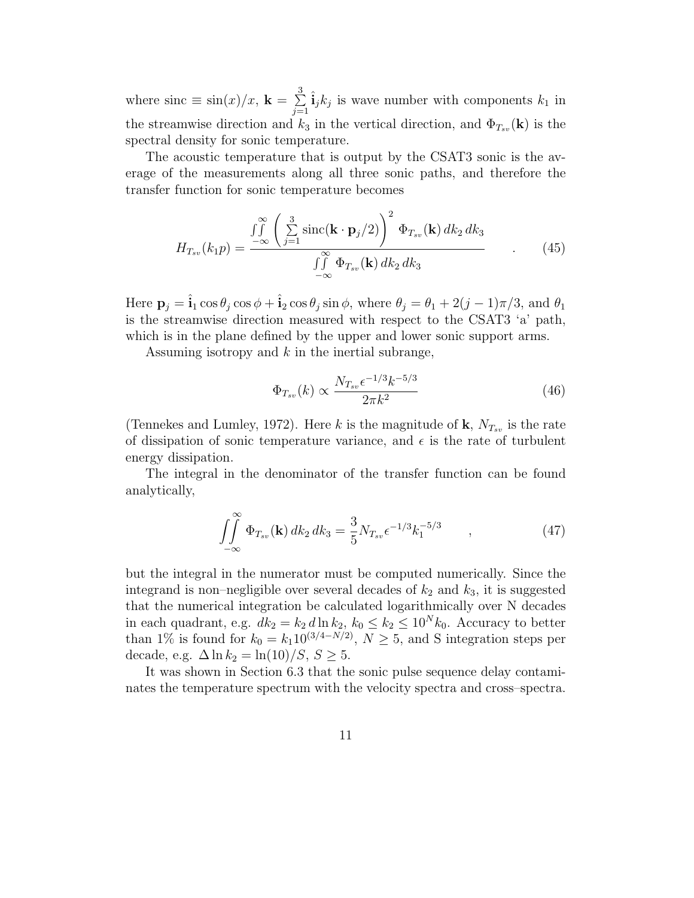where sinc $\equiv \sin(x)/x$, $\mathbf{k} = \sum_{j=1}^{3} \hat{\mathbf{i}}_j k_j$ is wave number with components $k_1$ in the streamwise direction and $k_3$ in the vertical direction, and $\Phi_{T_{sv}}(\mathbf{k})$ is the spectral density for sonic temperature.

The acoustic temperature that is output by the CSAT3 sonic is the average of the measurements along all three sonic paths, and therefore the transfer function for sonic temperature becomes

$$H_{T_{sv}}(k_1 p) = \frac{\iint\limits_{-\infty}^{\infty} \left( \sum_{j=1}^{3} \text{sinc}(\mathbf{k} \cdot \mathbf{p}_j/2) \right)^2 \Phi_{T_{sv}}(\mathbf{k}) \, dk_2 \, dk_3}{\iint\limits_{-\infty}^{\infty} \Phi_{T_{sv}}(\mathbf{k}) \, dk_2 \, dk_3} \quad . \tag{45}$$

Here $\mathbf{p}_j = \hat{\mathbf{i}}_1 \cos\theta_j \cos\phi + \hat{\mathbf{i}}_2 \cos\theta_j \sin\phi$, where $\theta_j = \theta_1 + 2(j-1)\pi/3$, and $\theta_1$ is the streamwise direction measured with respect to the CSAT3 'a' path, which is in the plane defined by the upper and lower sonic support arms.

Assuming isotropy and $k$ in the inertial subrange,

$$\Phi_{T_{sv}}(k) \propto \frac{N_{T_{sv}} \epsilon^{-1/3} k^{-5/3}}{2\pi k^2} \tag{46}$$

(Tennekes and Lumley, 1972). Here $k$ is the magnitude of $\mathbf{k}$, $N_{T_{sv}}$ is the rate of dissipation of sonic temperature variance, and $\epsilon$ is the rate of turbulent energy dissipation.

The integral in the denominator of the transfer function can be found analytically,

$$\iint\limits_{-\infty}^{\infty} \Phi_{T_{sv}}(\mathbf{k}) \, dk_2 \, dk_3 = \frac{3}{5} N_{T_{sv}} \epsilon^{-1/3} k_1^{-5/3} \quad , \tag{47}$$

but the integral in the numerator must be computed numerically. Since the integrand is non–negligible over several decades of $k_2$ and $k_3$, it is suggested that the numerical integration be calculated logarithmically over N decades in each quadrant, e.g. $dk_2 = k_2 \, d\ln k_2$, $k_0 \leq k_2 \leq 10^N k_0$. Accuracy to better than 1% is found for $k_0 = k_1 10^{(3/4-N/2)}$, $N \geq 5$, and S integration steps per decade, e.g. $\Delta \ln k_2 = \ln(10)/S$, $S \geq 5$.

It was shown in Section 6.3 that the sonic pulse sequence delay contaminates the temperature spectrum with the velocity spectra and cross–spectra.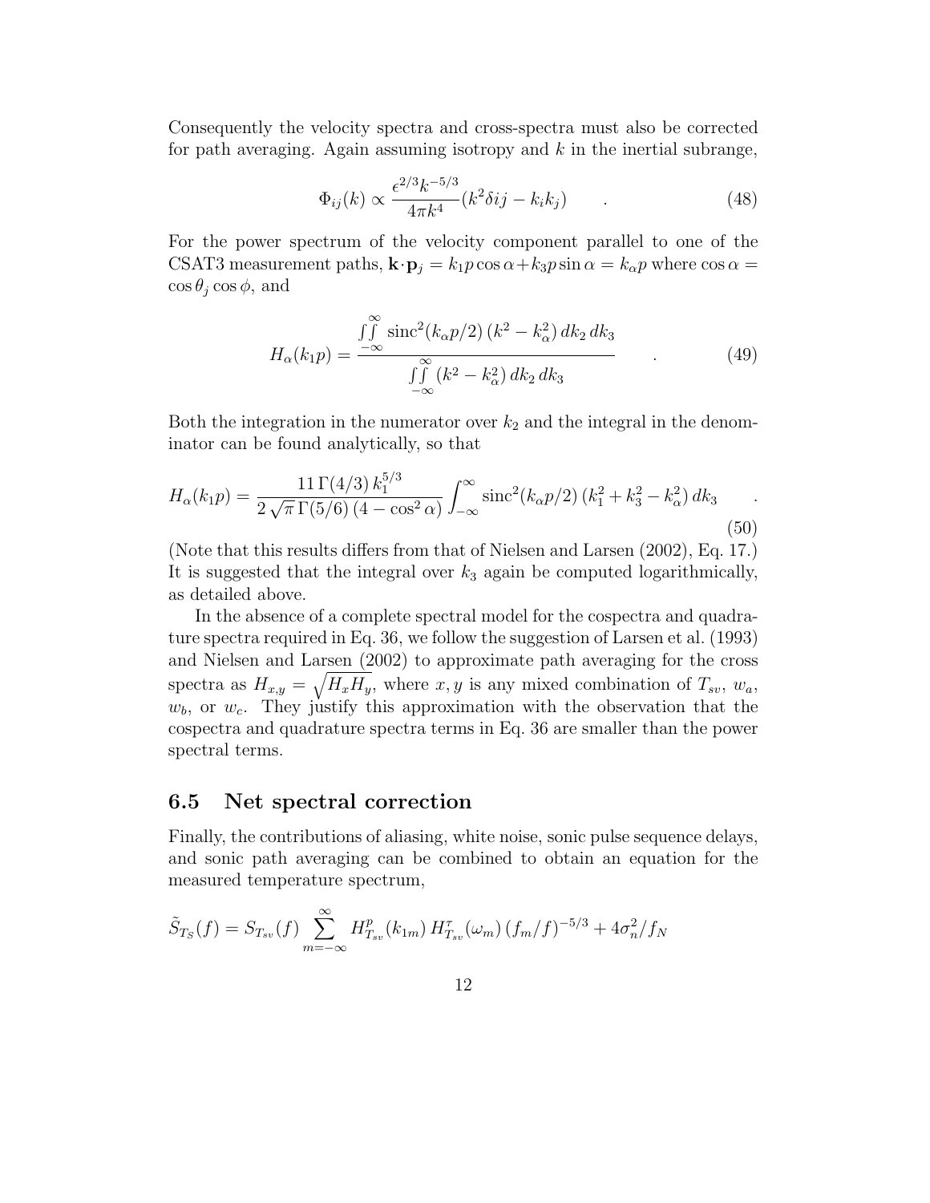Consequently the velocity spectra and cross-spectra must also be corrected for path averaging. Again assuming isotropy and $k$ in the inertial subrange,

$$\Phi_{ij}(k) \propto \frac{\epsilon^{2/3} k^{-5/3}}{4\pi k^4}(k^2 \delta ij - k_i k_j) \qquad . \tag{48}$$

For the power spectrum of the velocity component parallel to one of the CSAT3 measurement paths, $\mathbf{k}\cdot\mathbf{p}_j = k_1 p \cos\alpha + k_3 p \sin\alpha = k_\alpha p$ where $\cos\alpha = \cos\theta_j \cos\phi$, and

$$H_\alpha(k_1 p) = \frac{\iint\limits_{-\infty}^{\infty} \operatorname{sinc}^2(k_\alpha p/2)\,(k^2 - k_\alpha^2)\,dk_2\,dk_3}{\iint\limits_{-\infty}^{\infty} (k^2 - k_\alpha^2)\,dk_2\,dk_3} \qquad . \tag{49}$$

Both the integration in the numerator over $k_2$ and the integral in the denominator can be found analytically, so that

$$H_\alpha(k_1 p) = \frac{11\,\Gamma(4/3)\,k_1^{5/3}}{2\sqrt{\pi}\,\Gamma(5/6)\,(4 - \cos^2\alpha)} \int_{-\infty}^{\infty} \operatorname{sinc}^2(k_\alpha p/2)\,(k_1^2 + k_3^2 - k_\alpha^2)\,dk_3 \qquad . \tag{50}$$

(Note that this results differs from that of Nielsen and Larsen (2002), Eq. 17.) It is suggested that the integral over $k_3$ again be computed logarithmically, as detailed above.

In the absence of a complete spectral model for the cospectra and quadrature spectra required in Eq. 36, we follow the suggestion of Larsen et al. (1993) and Nielsen and Larsen (2002) to approximate path averaging for the cross spectra as $H_{x,y} = \sqrt{H_x H_y}$, where $x, y$ is any mixed combination of $T_{sv}$, $w_a$, $w_b$, or $w_c$. They justify this approximation with the observation that the cospectra and quadrature spectra terms in Eq. 36 are smaller than the power spectral terms.

## 6.5 Net spectral correction

Finally, the contributions of aliasing, white noise, sonic pulse sequence delays, and sonic path averaging can be combined to obtain an equation for the measured temperature spectrum,

$$\tilde{S}_{T_S}(f) = S_{T_{sv}}(f) \sum_{m=-\infty}^{\infty} H^p_{T_{sv}}(k_{1m})\, H^\tau_{T_{sv}}(\omega_m)\,(f_m/f)^{-5/3} + 4\sigma_n^2/f_N$$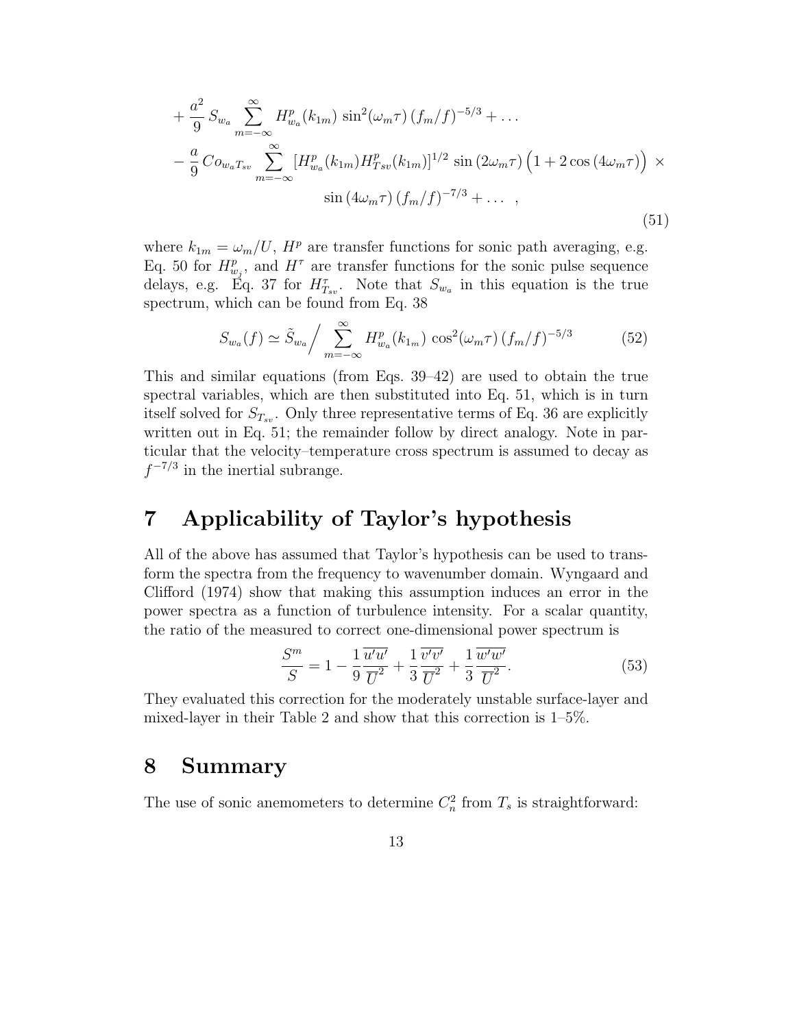$$
+ \frac{a^2}{9} S_{w_a} \sum_{m=-\infty}^{\infty} H^p_{w_a}(k_{1m}) \sin^2(\omega_m \tau) \, (f_m/f)^{-5/3} + \dots
$$

$$
- \frac{a}{9} Co_{w_a T_{sv}} \sum_{m=-\infty}^{\infty} [H^p_{w_a}(k_{1m}) H^p_{Tsv}(k_{1m})]^{1/2} \sin(2\omega_m \tau) \Big(1 + 2\cos(4\omega_m \tau)\Big) \times
$$

$$
\sin(4\omega_m \tau) \, (f_m/f)^{-7/3} + \dots \quad , \tag{51}
$$

where $k_{1m} = \omega_m / U$, $H^p$ are transfer functions for sonic path averaging, e.g. Eq. 50 for $H^p_{w_j}$, and $H^\tau$ are transfer functions for the sonic pulse sequence delays, e.g. Eq. 37 for $H^\tau_{T_{sv}}$. Note that $S_{w_a}$ in this equation is the true spectrum, which can be found from Eq. 38

$$
S_{w_a}(f) \simeq \tilde{S}_{w_a} \Big/ \sum_{m=-\infty}^{\infty} H^p_{w_a}(k_{1_m}) \cos^2(\omega_m \tau) \, (f_m/f)^{-5/3} \tag{52}
$$

This and similar equations (from Eqs. 39–42) are used to obtain the true spectral variables, which are then substituted into Eq. 51, which is in turn itself solved for $S_{T_{sv}}$. Only three representative terms of Eq. 36 are explicitly written out in Eq. 51; the remainder follow by direct analogy. Note in particular that the velocity–temperature cross spectrum is assumed to decay as $f^{-7/3}$ in the inertial subrange.

# 7 Applicability of Taylor's hypothesis

All of the above has assumed that Taylor's hypothesis can be used to transform the spectra from the frequency to wavenumber domain. Wyngaard and Clifford (1974) show that making this assumption induces an error in the power spectra as a function of turbulence intensity. For a scalar quantity, the ratio of the measured to correct one-dimensional power spectrum is

$$
\frac{S^m}{S} = 1 - \frac{1}{9} \frac{\overline{u'u'}}{\overline{U}^2} + \frac{1}{3} \frac{\overline{v'v'}}{\overline{U}^2} + \frac{1}{3} \frac{\overline{w'w'}}{\overline{U}^2}. \tag{53}
$$

They evaluated this correction for the moderately unstable surface-layer and mixed-layer in their Table 2 and show that this correction is 1–5%.

# 8 Summary

The use of sonic anemometers to determine $C_n^2$ from $T_s$ is straightforward: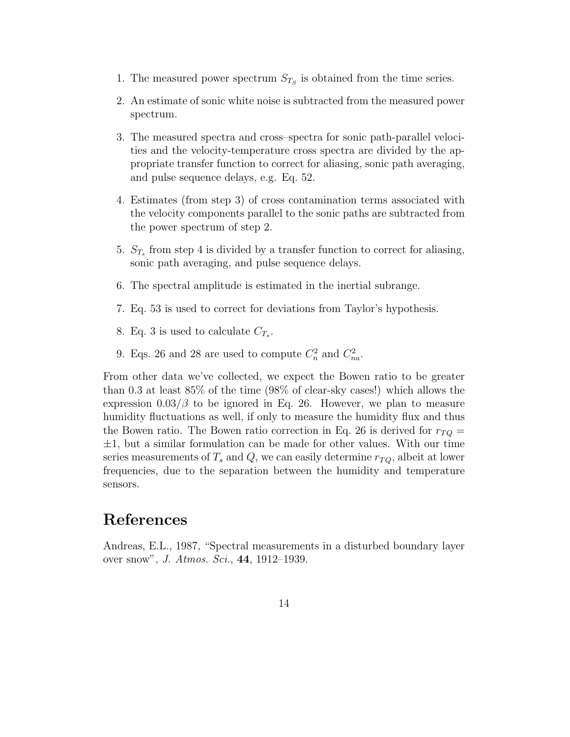1. The measured power spectrum $S_{T_S}$ is obtained from the time series.
2. An estimate of sonic white noise is subtracted from the measured power spectrum.
3. The measured spectra and cross–spectra for sonic path-parallel velocities and the velocity-temperature cross spectra are divided by the appropriate transfer function to correct for aliasing, sonic path averaging, and pulse sequence delays, e.g. Eq. 52.
4. Estimates (from step 3) of cross contamination terms associated with the velocity components parallel to the sonic paths are subtracted from the power spectrum of step 2.
5. $S_{T_s}$ from step 4 is divided by a transfer function to correct for aliasing, sonic path averaging, and pulse sequence delays.
6. The spectral amplitude is estimated in the inertial subrange.
7. Eq. 53 is used to correct for deviations from Taylor's hypothesis.
8. Eq. 3 is used to calculate $C_{T_s}$.
9. Eqs. 26 and 28 are used to compute $C_n^2$ and $C_{na}^2$.

From other data we've collected, we expect the Bowen ratio to be greater than 0.3 at least 85% of the time (98% of clear-sky cases!) which allows the expression $0.03/\beta$ to be ignored in Eq. 26. However, we plan to measure humidity fluctuations as well, if only to measure the humidity flux and thus the Bowen ratio. The Bowen ratio correction in Eq. 26 is derived for $r_{TQ} = \pm 1$, but a similar formulation can be made for other values. With our time series measurements of $T_s$ and $Q$, we can easily determine $r_{TQ}$, albeit at lower frequencies, due to the separation between the humidity and temperature sensors.

# References

Andreas, E.L., 1987, "Spectral measurements in a disturbed boundary layer over snow", *J. Atmos. Sci.*, **44**, 1912–1939.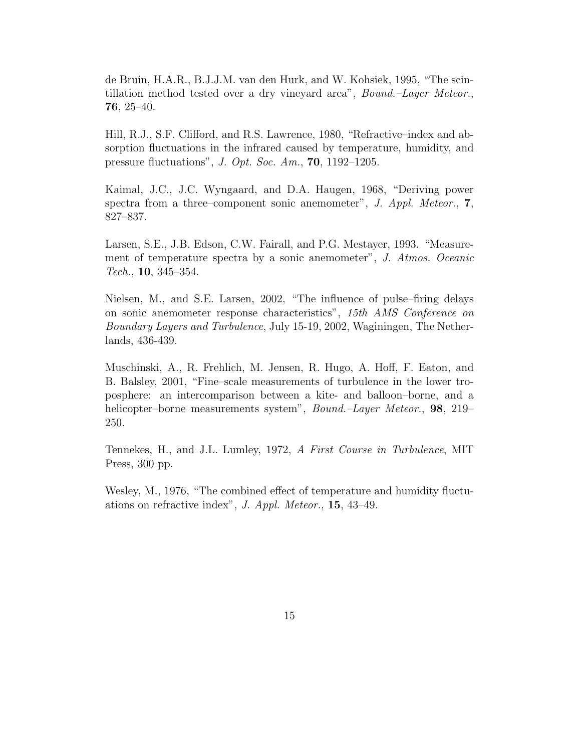de Bruin, H.A.R., B.J.J.M. van den Hurk, and W. Kohsiek, 1995, "The scintillation method tested over a dry vineyard area", *Bound.–Layer Meteor.*, **76**, 25–40.

Hill, R.J., S.F. Clifford, and R.S. Lawrence, 1980, "Refractive–index and absorption fluctuations in the infrared caused by temperature, humidity, and pressure fluctuations", *J. Opt. Soc. Am.*, **70**, 1192–1205.

Kaimal, J.C., J.C. Wyngaard, and D.A. Haugen, 1968, "Deriving power spectra from a three–component sonic anemometer", *J. Appl. Meteor.*, **7**, 827–837.

Larsen, S.E., J.B. Edson, C.W. Fairall, and P.G. Mestayer, 1993. "Measurement of temperature spectra by a sonic anemometer", *J. Atmos. Oceanic Tech.*, **10**, 345–354.

Nielsen, M., and S.E. Larsen, 2002, "The influence of pulse–firing delays on sonic anemometer response characteristics", *15th AMS Conference on Boundary Layers and Turbulence*, July 15-19, 2002, Waginingen, The Netherlands, 436-439.

Muschinski, A., R. Frehlich, M. Jensen, R. Hugo, A. Hoff, F. Eaton, and B. Balsley, 2001, "Fine–scale measurements of turbulence in the lower troposphere: an intercomparison between a kite- and balloon–borne, and a helicopter–borne measurements system", *Bound.–Layer Meteor.*, **98**, 219–250.

Tennekes, H., and J.L. Lumley, 1972, *A First Course in Turbulence*, MIT Press, 300 pp.

Wesley, M., 1976, "The combined effect of temperature and humidity fluctuations on refractive index", *J. Appl. Meteor.*, **15**, 43–49.